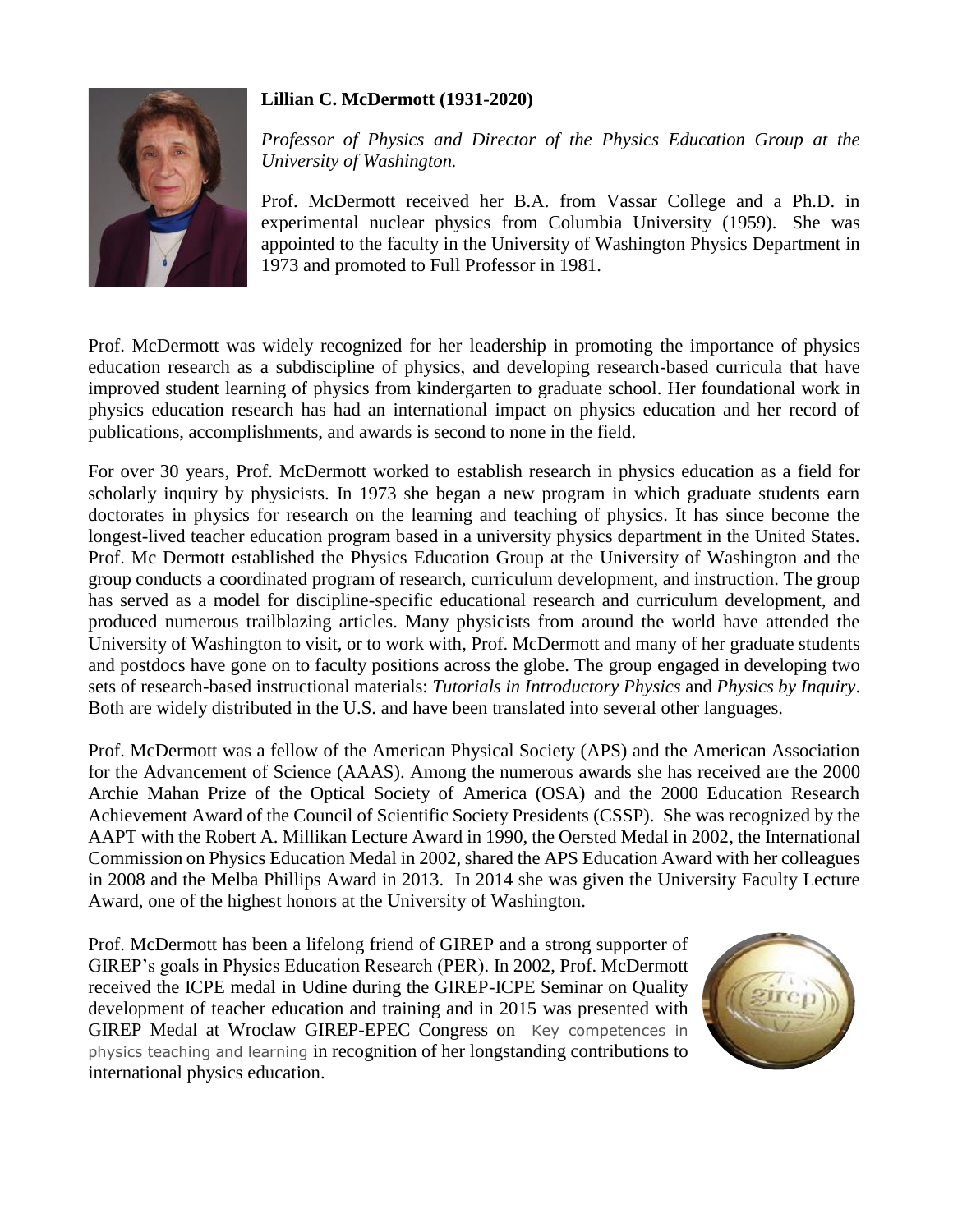**Lillian C. McDermott (1931-2020)**

*Professor of Physics and Director of the Physics Education Group at the University of Washington.*

Prof. McDermott received her B.A. from Vassar College and a Ph.D. in experimental nuclear physics from Columbia University (1959). She was appointed to the faculty in the University of Washington Physics Department in 1973 and promoted to Full Professor in 1981.

Prof. McDermott was widely recognized for her leadership in promoting the importance of physics education research as a subdiscipline of physics, and developing research-based curricula that have improved student learning of physics from kindergarten to graduate school. Her foundational work in physics education research has had an international impact on physics education and her record of publications, accomplishments, and awards is second to none in the field.

For over 30 years, Prof. McDermott worked to establish research in physics education as a field for scholarly inquiry by physicists. In 1973 she began a new program in which graduate students earn doctorates in physics for research on the learning and teaching of physics. It has since become the longest-lived teacher education program based in a university physics department in the United States. Prof. Mc Dermott established the Physics Education Group at the University of Washington and the group conducts a coordinated program of research, curriculum development, and instruction. The group has served as a model for discipline-specific educational research and curriculum development, and produced numerous trailblazing articles. Many physicists from around the world have attended the University of Washington to visit, or to work with, Prof. McDermott and many of her graduate students and postdocs have gone on to faculty positions across the globe. The group engaged in developing two sets of research-based instructional materials: *Tutorials in Introductory Physics* and *Physics by Inquiry*. Both are widely distributed in the U.S. and have been translated into several other languages.

Prof. McDermott was a fellow of the American Physical Society (APS) and the American Association for the Advancement of Science (AAAS). Among the numerous awards she has received are the 2000 Archie Mahan Prize of the Optical Society of America (OSA) and the 2000 Education Research Achievement Award of the Council of Scientific Society Presidents (CSSP). She was recognized by the AAPT with the Robert A. Millikan Lecture Award in 1990, the Oersted Medal in 2002, the International Commission on Physics Education Medal in 2002, shared the APS Education Award with her colleagues in 2008 and the Melba Phillips Award in 2013. In 2014 she was given the University Faculty Lecture Award, one of the highest honors at the University of Washington.

Prof. McDermott has been a lifelong friend of GIREP and a strong supporter of GIREP's goals in Physics Education Research (PER). In 2002, Prof. McDermott received the ICPE medal in Udine during the GIREP-ICPE Seminar on Quality development of teacher education and training and in 2015 was presented with GIREP Medal at Wroclaw GIREP-EPEC Congress on Key competences in physics teaching and learning in recognition of her longstanding contributions to international physics education.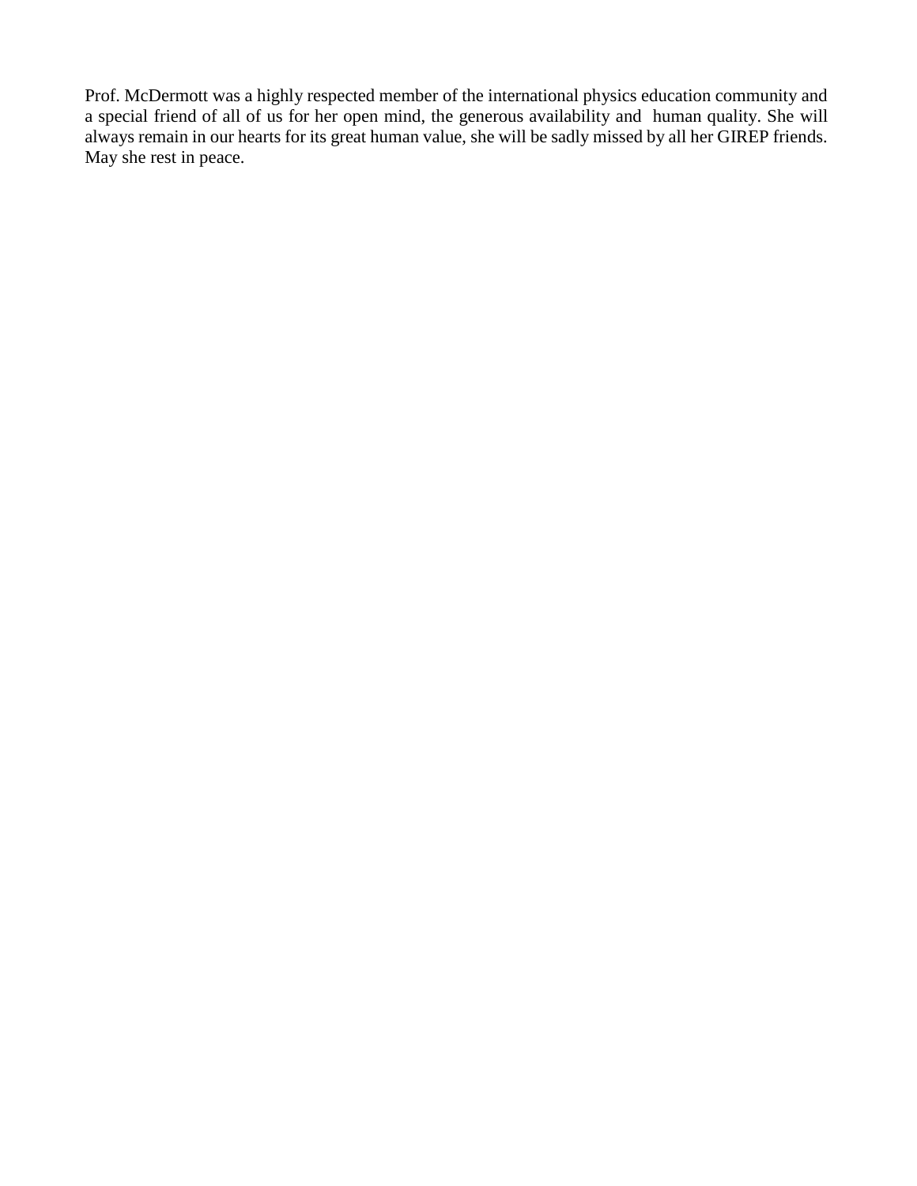Prof. McDermott was a highly respected member of the international physics education community and a special friend of all of us for her open mind, the generous availability and human quality. She will always remain in our hearts for its great human value, she will be sadly missed by all her GIREP friends. May she rest in peace.